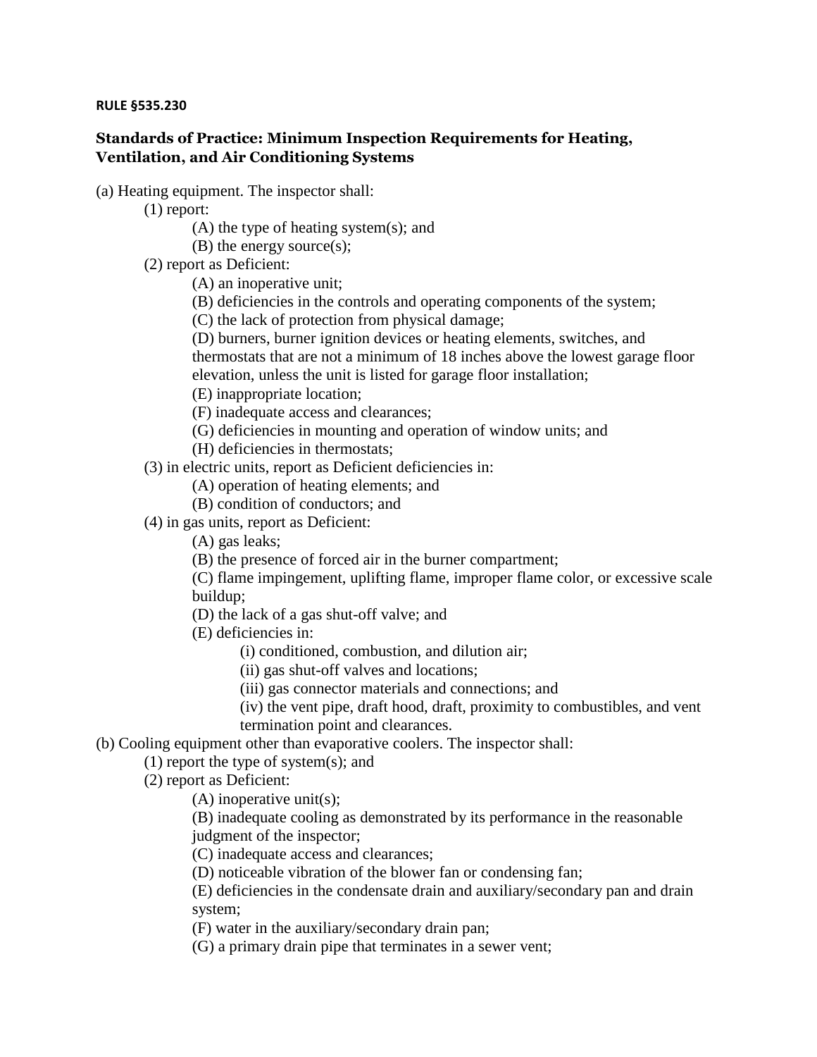**RULE §535.230**

## Standards of Practice: Minimum Inspection Requirements for Heating, Ventilation, and Air Conditioning Systems

(a) Heating equipment. The inspector shall:

(1) report:

(A) the type of heating system(s); and

(B) the energy source(s);

(2) report as Deficient:

(A) an inoperative unit;

(B) deficiencies in the controls and operating components of the system;

(C) the lack of protection from physical damage;

(D) burners, burner ignition devices or heating elements, switches, and thermostats that are not a minimum of 18 inches above the lowest garage floor elevation, unless the unit is listed for garage floor installation;

(E) inappropriate location;

(F) inadequate access and clearances;

(G) deficiencies in mounting and operation of window units; and

(H) deficiencies in thermostats;

(3) in electric units, report as Deficient deficiencies in:

(A) operation of heating elements; and

(B) condition of conductors; and

(4) in gas units, report as Deficient:

(A) gas leaks;

(B) the presence of forced air in the burner compartment;

(C) flame impingement, uplifting flame, improper flame color, or excessive scale buildup;

(D) the lack of a gas shut-off valve; and

(E) deficiencies in:

(i) conditioned, combustion, and dilution air;

(ii) gas shut-off valves and locations;

(iii) gas connector materials and connections; and

(iv) the vent pipe, draft hood, draft, proximity to combustibles, and vent termination point and clearances.

(b) Cooling equipment other than evaporative coolers. The inspector shall:

(1) report the type of system(s); and

(2) report as Deficient:

(A) inoperative unit(s);

(B) inadequate cooling as demonstrated by its performance in the reasonable judgment of the inspector;

(C) inadequate access and clearances;

(D) noticeable vibration of the blower fan or condensing fan;

(E) deficiencies in the condensate drain and auxiliary/secondary pan and drain system;

(F) water in the auxiliary/secondary drain pan;

(G) a primary drain pipe that terminates in a sewer vent;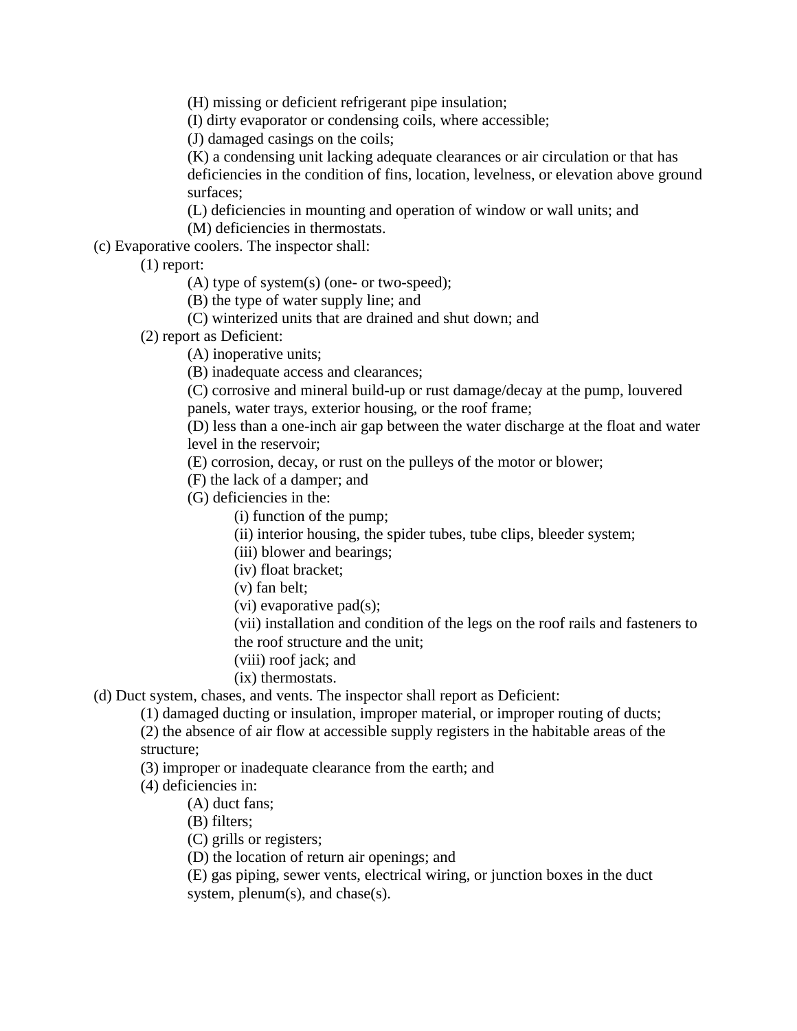(H) missing or deficient refrigerant pipe insulation;

(I) dirty evaporator or condensing coils, where accessible;

(J) damaged casings on the coils;

(K) a condensing unit lacking adequate clearances or air circulation or that has deficiencies in the condition of fins, location, levelness, or elevation above ground surfaces;

(L) deficiencies in mounting and operation of window or wall units; and

(M) deficiencies in thermostats.

(c) Evaporative coolers. The inspector shall:

(1) report:

(A) type of system(s) (one- or two-speed);

(B) the type of water supply line; and

(C) winterized units that are drained and shut down; and

(2) report as Deficient:

(A) inoperative units;

(B) inadequate access and clearances;

(C) corrosive and mineral build-up or rust damage/decay at the pump, louvered panels, water trays, exterior housing, or the roof frame;

(D) less than a one-inch air gap between the water discharge at the float and water level in the reservoir;

(E) corrosion, decay, or rust on the pulleys of the motor or blower;

(F) the lack of a damper; and

(G) deficiencies in the:

(i) function of the pump;

(ii) interior housing, the spider tubes, tube clips, bleeder system;

(iii) blower and bearings;

(iv) float bracket;

(v) fan belt;

(vi) evaporative pad(s);

(vii) installation and condition of the legs on the roof rails and fasteners to the roof structure and the unit;

(viii) roof jack; and

(ix) thermostats.

(d) Duct system, chases, and vents. The inspector shall report as Deficient:

(1) damaged ducting or insulation, improper material, or improper routing of ducts;

(2) the absence of air flow at accessible supply registers in the habitable areas of the structure;

(3) improper or inadequate clearance from the earth; and

(4) deficiencies in:

(A) duct fans;

(B) filters;

(C) grills or registers;

(D) the location of return air openings; and

(E) gas piping, sewer vents, electrical wiring, or junction boxes in the duct system, plenum(s), and chase(s).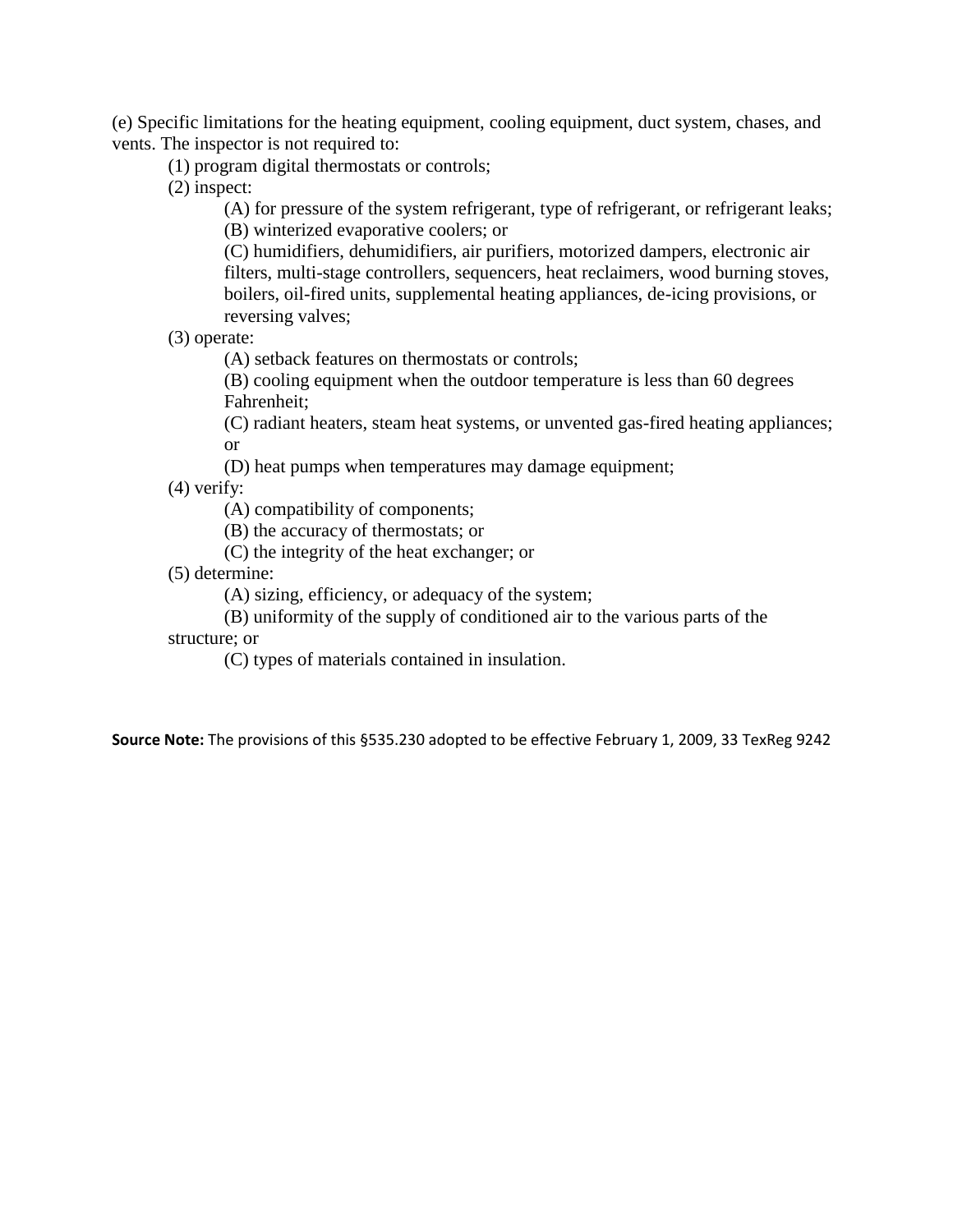(e) Specific limitations for the heating equipment, cooling equipment, duct system, chases, and vents. The inspector is not required to:

(1) program digital thermostats or controls;

(2) inspect:

(A) for pressure of the system refrigerant, type of refrigerant, or refrigerant leaks;

(B) winterized evaporative coolers; or

(C) humidifiers, dehumidifiers, air purifiers, motorized dampers, electronic air filters, multi-stage controllers, sequencers, heat reclaimers, wood burning stoves, boilers, oil-fired units, supplemental heating appliances, de-icing provisions, or reversing valves;

(3) operate:

(A) setback features on thermostats or controls;

(B) cooling equipment when the outdoor temperature is less than 60 degrees Fahrenheit;

(C) radiant heaters, steam heat systems, or unvented gas-fired heating appliances; or

(D) heat pumps when temperatures may damage equipment;

(4) verify:

(A) compatibility of components;

(B) the accuracy of thermostats; or

(C) the integrity of the heat exchanger; or

(5) determine:

(A) sizing, efficiency, or adequacy of the system;

(B) uniformity of the supply of conditioned air to the various parts of the structure; or

(C) types of materials contained in insulation.

**Source Note:** The provisions of this §535.230 adopted to be effective February 1, 2009, 33 TexReg 9242